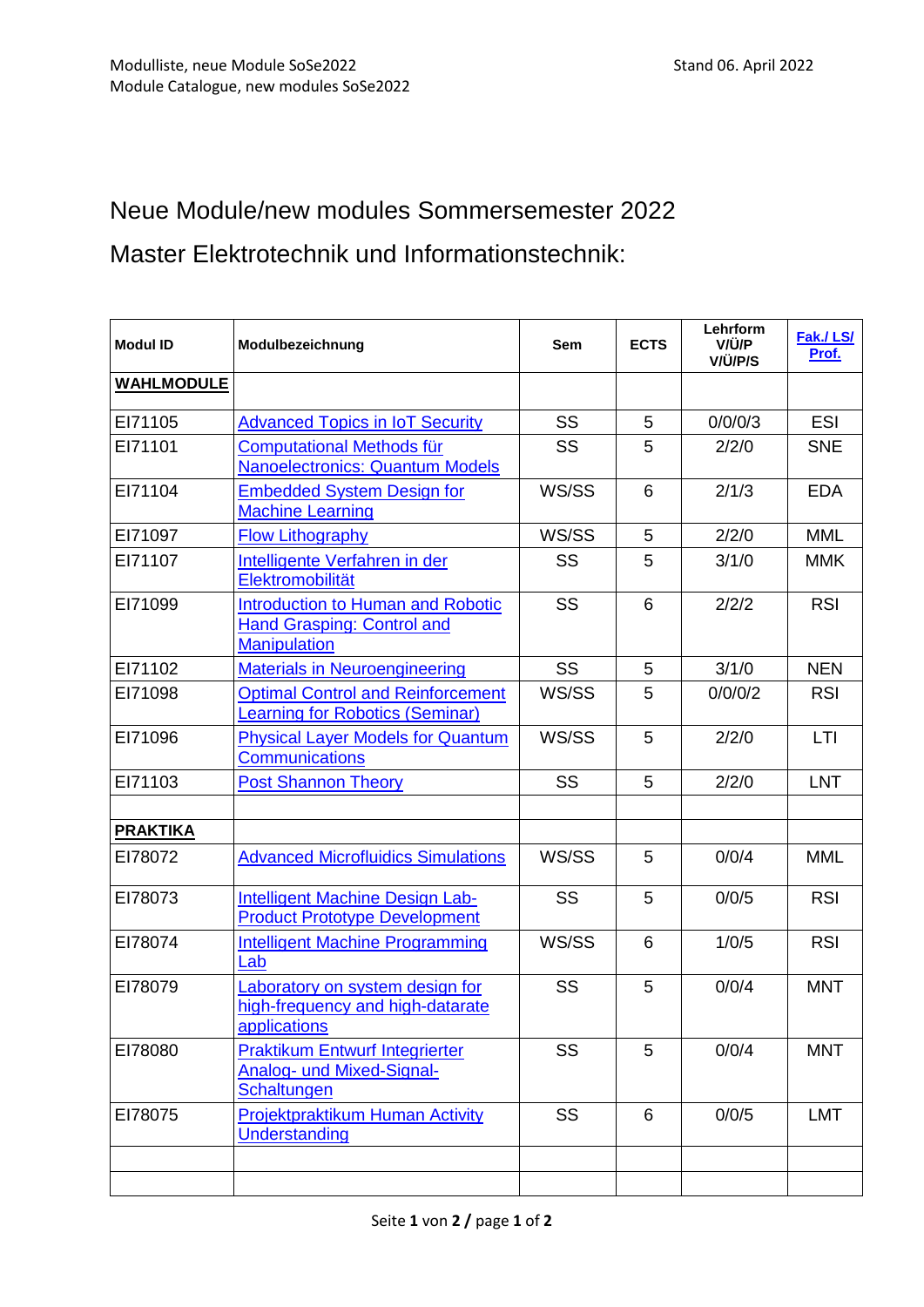Modulliste, neue Module SoSe2022
Module Catalogue, new modules SoSe2022

Stand 06. April 2022

# Neue Module/new modules Sommersemester 2022

## Master Elektrotechnik und Informationstechnik:

| Modul ID | Modulbezeichnung | Sem | ECTS | Lehrform V/Ü/P V/Ü/P/S | Fak./ LS/ Prof. |
|---|---|---|---|---|---|
| **WAHLMODULE** | | | | | |
| EI71105 | Advanced Topics in IoT Security | SS | 5 | 0/0/0/3 | ESI |
| EI71101 | Computational Methods für Nanoelectronics: Quantum Models | SS | 5 | 2/2/0 | SNE |
| EI71104 | Embedded System Design for Machine Learning | WS/SS | 6 | 2/1/3 | EDA |
| EI71097 | Flow Lithography | WS/SS | 5 | 2/2/0 | MML |
| EI71107 | Intelligente Verfahren in der Elektromobilität | SS | 5 | 3/1/0 | MMK |
| EI71099 | Introduction to Human and Robotic Hand Grasping: Control and Manipulation | SS | 6 | 2/2/2 | RSI |
| EI71102 | Materials in Neuroengineering | SS | 5 | 3/1/0 | NEN |
| EI71098 | Optimal Control and Reinforcement Learning for Robotics (Seminar) | WS/SS | 5 | 0/0/0/2 | RSI |
| EI71096 | Physical Layer Models for Quantum Communications | WS/SS | 5 | 2/2/0 | LTI |
| EI71103 | Post Shannon Theory | SS | 5 | 2/2/0 | LNT |
| | | | | | |
| **PRAKTIKA** | | | | | |
| EI78072 | Advanced Microfluidics Simulations | WS/SS | 5 | 0/0/4 | MML |
| EI78073 | Intelligent Machine Design Lab-Product Prototype Development | SS | 5 | 0/0/5 | RSI |
| EI78074 | Intelligent Machine Programming Lab | WS/SS | 6 | 1/0/5 | RSI |
| EI78079 | Laboratory on system design for high-frequency and high-datarate applications | SS | 5 | 0/0/4 | MNT |
| EI78080 | Praktikum Entwurf Integrierter Analog- und Mixed-Signal-Schaltungen | SS | 5 | 0/0/4 | MNT |
| EI78075 | Projektpraktikum Human Activity Understanding | SS | 6 | 0/0/5 | LMT |
| | | | | | |
| | | | | | |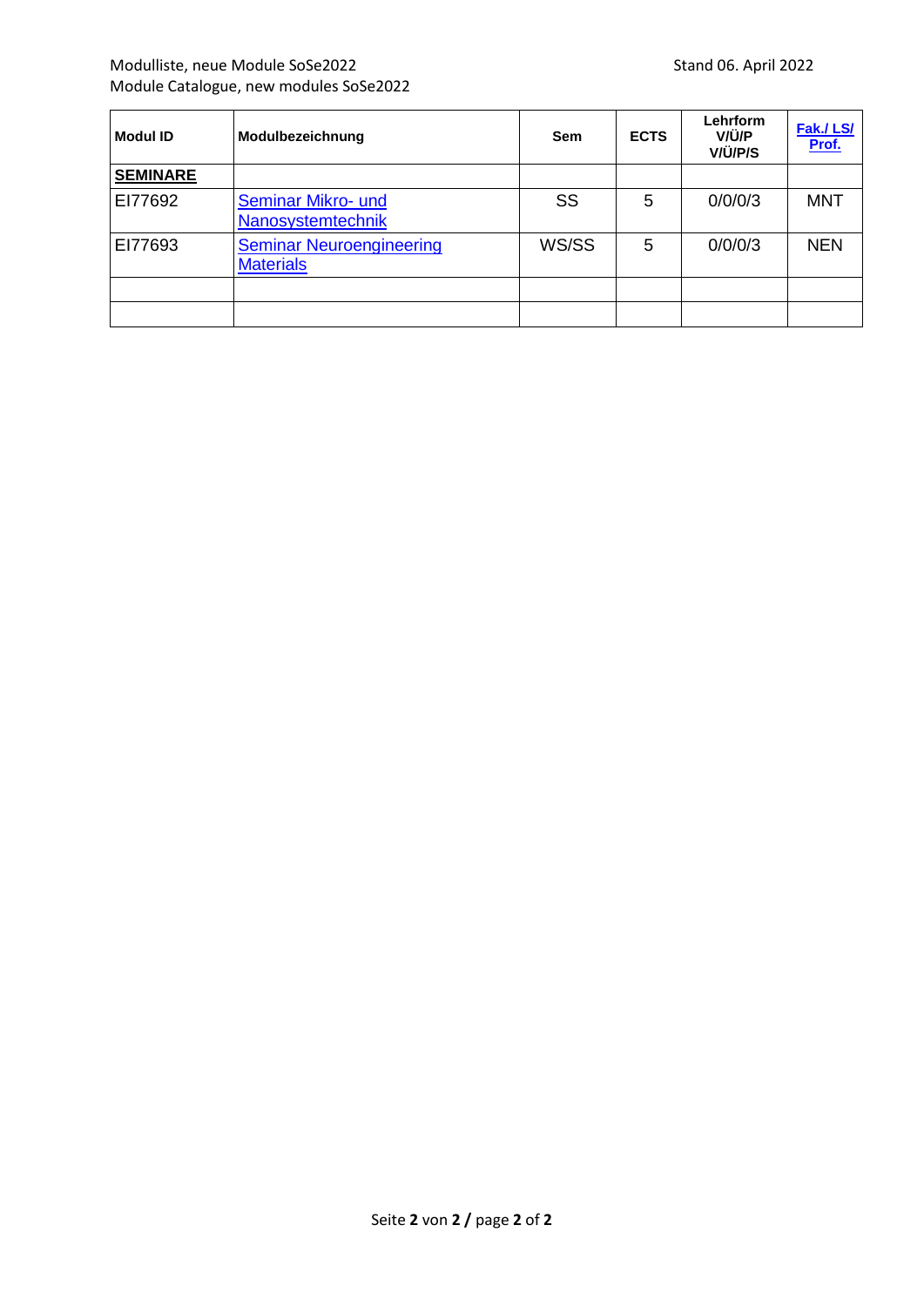Modulliste, neue Module SoSe2022
Module Catalogue, new modules SoSe2022

Stand 06. April 2022

| Modul ID | Modulbezeichnung | Sem | ECTS | Lehrform V/Ü/P V/Ü/P/S | Fak./ LS/ Prof. |
|---|---|---|---|---|---|
| **SEMINARE** | | | | | |
| EI77692 | Seminar Mikro- und Nanosystemtechnik | SS | 5 | 0/0/0/3 | MNT |
| EI77693 | Seminar Neuroengineering Materials | WS/SS | 5 | 0/0/0/3 | NEN |
| | | | | | |
| | | | | | |